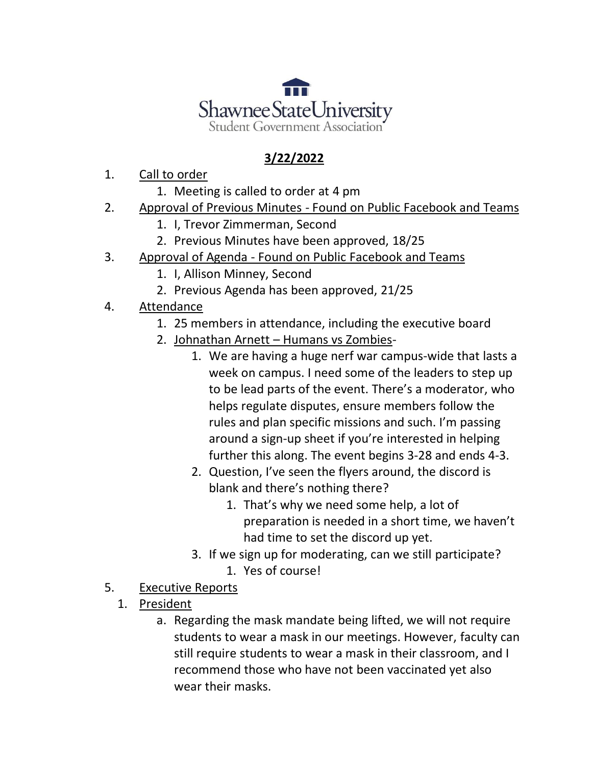Shawnee State University
Student Government Association

**3/22/2022**

1. Call to order
    1. Meeting is called to order at 4 pm
2. Approval of Previous Minutes - Found on Public Facebook and Teams
    1. I, Trevor Zimmerman, Second
    2. Previous Minutes have been approved, 18/25
3. Approval of Agenda - Found on Public Facebook and Teams
    1. I, Allison Minney, Second
    2. Previous Agenda has been approved, 21/25
4. Attendance
    1. 25 members in attendance, including the executive board
    2. Johnathan Arnett – Humans vs Zombies-
        1. We are having a huge nerf war campus-wide that lasts a week on campus. I need some of the leaders to step up to be lead parts of the event. There's a moderator, who helps regulate disputes, ensure members follow the rules and plan specific missions and such. I'm passing around a sign-up sheet if you're interested in helping further this along. The event begins 3-28 and ends 4-3.
        2. Question, I've seen the flyers around, the discord is blank and there's nothing there?
            1. That's why we need some help, a lot of preparation is needed in a short time, we haven't had time to set the discord up yet.
        3. If we sign up for moderating, can we still participate?
            1. Yes of course!
5. Executive Reports
    1. President
        a. Regarding the mask mandate being lifted, we will not require students to wear a mask in our meetings. However, faculty can still require students to wear a mask in their classroom, and I recommend those who have not been vaccinated yet also wear their masks.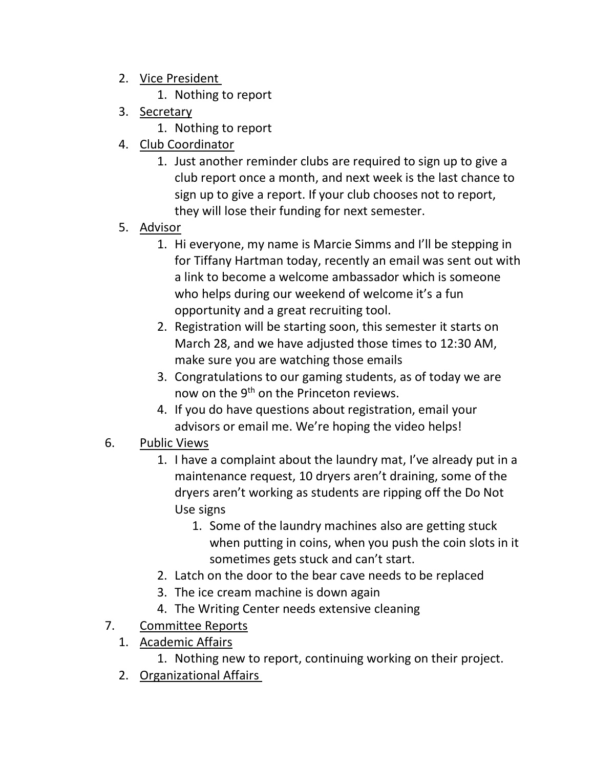2. Vice President
    1. Nothing to report
3. Secretary
    1. Nothing to report
4. Club Coordinator
    1. Just another reminder clubs are required to sign up to give a club report once a month, and next week is the last chance to sign up to give a report. If your club chooses not to report, they will lose their funding for next semester.
5. Advisor
    1. Hi everyone, my name is Marcie Simms and I'll be stepping in for Tiffany Hartman today, recently an email was sent out with a link to become a welcome ambassador which is someone who helps during our weekend of welcome it's a fun opportunity and a great recruiting tool.
    2. Registration will be starting soon, this semester it starts on March 28, and we have adjusted those times to 12:30 AM, make sure you are watching those emails
    3. Congratulations to our gaming students, as of today we are now on the 9th on the Princeton reviews.
    4. If you do have questions about registration, email your advisors or email me. We're hoping the video helps!
6. Public Views
    1. I have a complaint about the laundry mat, I've already put in a maintenance request, 10 dryers aren't draining, some of the dryers aren't working as students are ripping off the Do Not Use signs
        1. Some of the laundry machines also are getting stuck when putting in coins, when you push the coin slots in it sometimes gets stuck and can't start.
    2. Latch on the door to the bear cave needs to be replaced
    3. The ice cream machine is down again
    4. The Writing Center needs extensive cleaning
7. Committee Reports
    1. Academic Affairs
        1. Nothing new to report, continuing working on their project.
    2. Organizational Affairs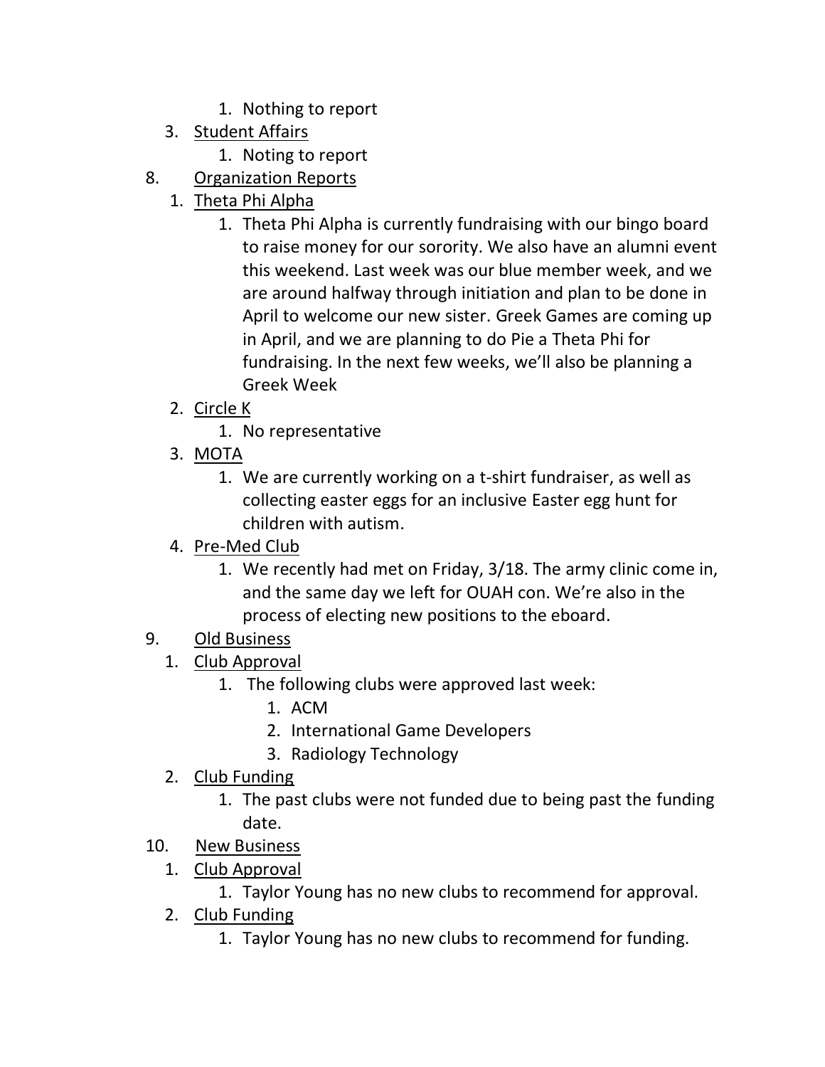1. Nothing to report
   3. Student Affairs
      1. Noting to report

8. Organization Reports
   1. Theta Phi Alpha
      1. Theta Phi Alpha is currently fundraising with our bingo board to raise money for our sorority. We also have an alumni event this weekend. Last week was our blue member week, and we are around halfway through initiation and plan to be done in April to welcome our new sister. Greek Games are coming up in April, and we are planning to do Pie a Theta Phi for fundraising. In the next few weeks, we'll also be planning a Greek Week
   2. Circle K
      1. No representative
   3. MOTA
      1. We are currently working on a t-shirt fundraiser, as well as collecting easter eggs for an inclusive Easter egg hunt for children with autism.
   4. Pre-Med Club
      1. We recently had met on Friday, 3/18. The army clinic come in, and the same day we left for OUAH con. We're also in the process of electing new positions to the eboard.

9. Old Business
   1. Club Approval
      1. The following clubs were approved last week:
         1. ACM
         2. International Game Developers
         3. Radiology Technology
   2. Club Funding
      1. The past clubs were not funded due to being past the funding date.

10. New Business
   1. Club Approval
      1. Taylor Young has no new clubs to recommend for approval.
   2. Club Funding
      1. Taylor Young has no new clubs to recommend for funding.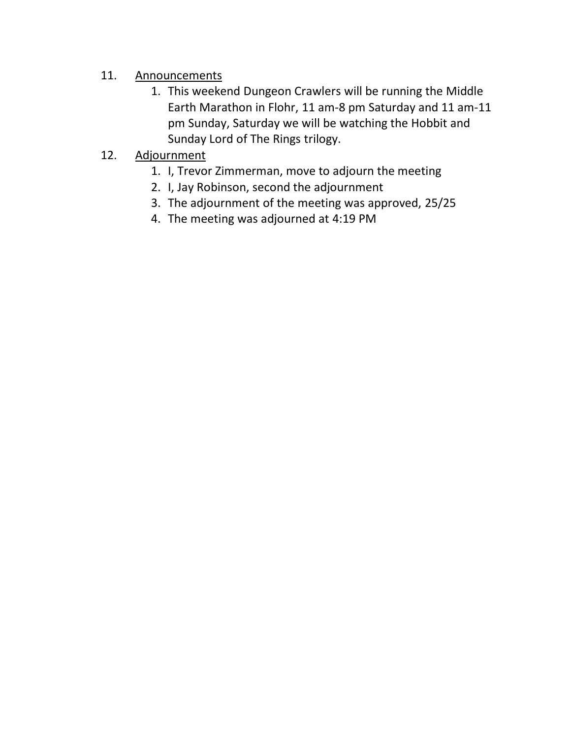11. <u>Announcements</u>
    1. This weekend Dungeon Crawlers will be running the Middle Earth Marathon in Flohr, 11 am-8 pm Saturday and 11 am-11 pm Sunday, Saturday we will be watching the Hobbit and Sunday Lord of The Rings trilogy.
12. <u>Adjournment</u>
    1. I, Trevor Zimmerman, move to adjourn the meeting
    2. I, Jay Robinson, second the adjournment
    3. The adjournment of the meeting was approved, 25/25
    4. The meeting was adjourned at 4:19 PM